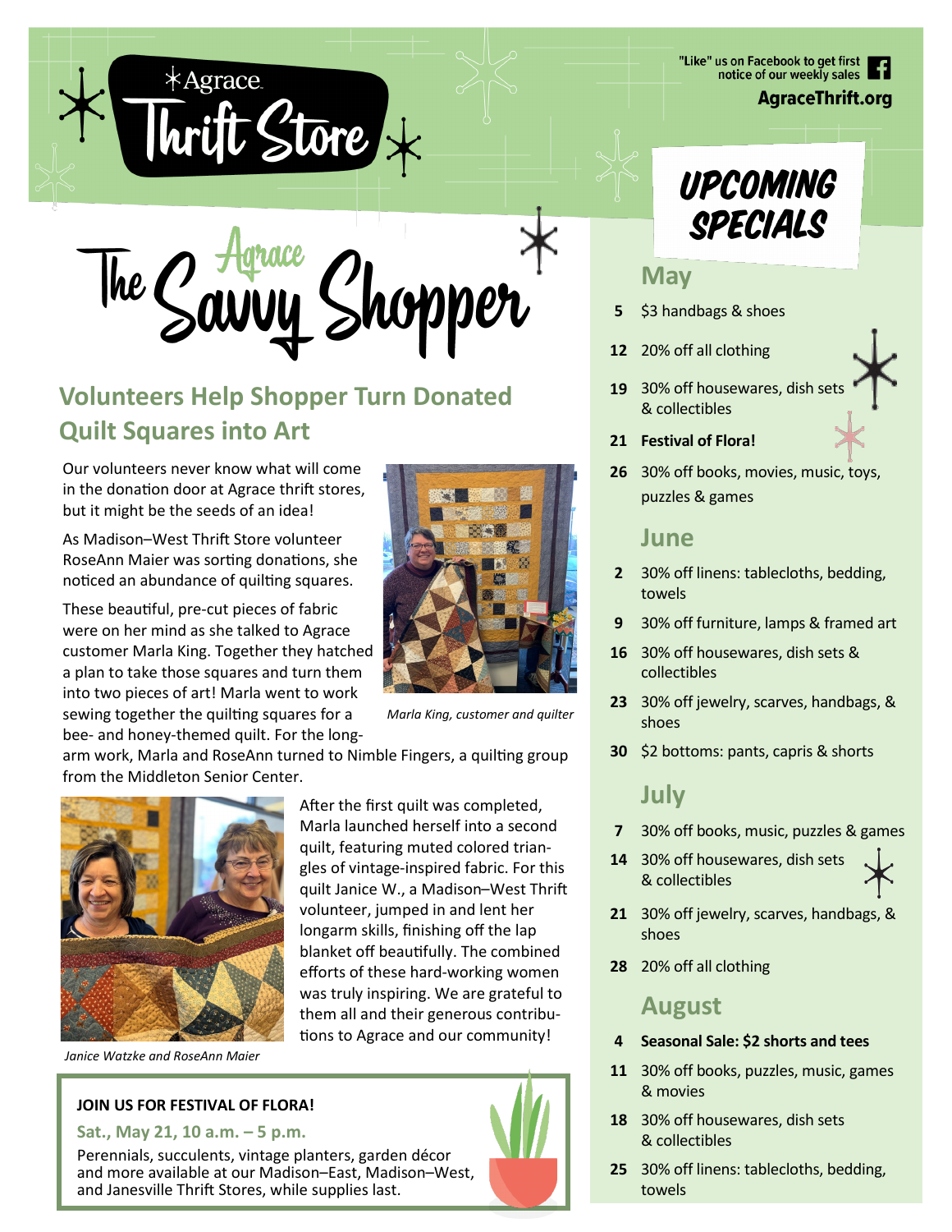# Agrace Thrift Store

"Like" us on Facebook to get first notice of our weekly sales

**AgraceThrift.org**

# The Agrace Savvy Shopper

## Volunteers Help Shopper Turn Donated Quilt Squares into Art

Our volunteers never know what will come in the donation door at Agrace thrift stores, but it might be the seeds of an idea!

As Madison–West Thrift Store volunteer RoseAnn Maier was sorting donations, she noticed an abundance of quilting squares.

These beautiful, pre-cut pieces of fabric were on her mind as she talked to Agrace customer Marla King. Together they hatched a plan to take those squares and turn them into two pieces of art! Marla went to work sewing together the quilting squares for a bee- and honey-themed quilt. For the long-arm work, Marla and RoseAnn turned to Nimble Fingers, a quilting group from the Middleton Senior Center.

*Marla King, customer and quilter*

After the first quilt was completed, Marla launched herself into a second quilt, featuring muted colored triangles of vintage-inspired fabric. For this quilt Janice W., a Madison–West Thrift volunteer, jumped in and lent her longarm skills, finishing off the lap blanket off beautifully. The combined efforts of these hard-working women was truly inspiring. We are grateful to them all and their generous contributions to Agrace and our community!

*Janice Watzke and RoseAnn Maier*

**JOIN US FOR FESTIVAL OF FLORA!**

**Sat., May 21, 10 a.m. – 5 p.m.**

Perennials, succulents, vintage planters, garden décor and more available at our Madison–East, Madison–West, and Janesville Thrift Stores, while supplies last.

## UPCOMING SPECIALS

### May

- **5** $3 handbags & shoes
- **12** 20% off all clothing
- **19** 30% off housewares, dish sets & collectibles
- **21** **Festival of Flora!**
- **26** 30% off books, movies, music, toys, puzzles & games

### June

- **2** 30% off linens: tablecloths, bedding, towels
- **9** 30% off furniture, lamps & framed art
- **16** 30% off housewares, dish sets & collectibles
- **23** 30% off jewelry, scarves, handbags, & shoes
- **30** $2 bottoms: pants, capris & shorts

### July

- **7** 30% off books, music, puzzles & games
- **14** 30% off housewares, dish sets & collectibles
- **21** 30% off jewelry, scarves, handbags, & shoes
- **28** 20% off all clothing

### August

- **4** **Seasonal Sale: $2 shorts and tees**
- **11** 30% off books, puzzles, music, games & movies
- **18** 30% off housewares, dish sets & collectibles
- **25** 30% off linens: tablecloths, bedding, towels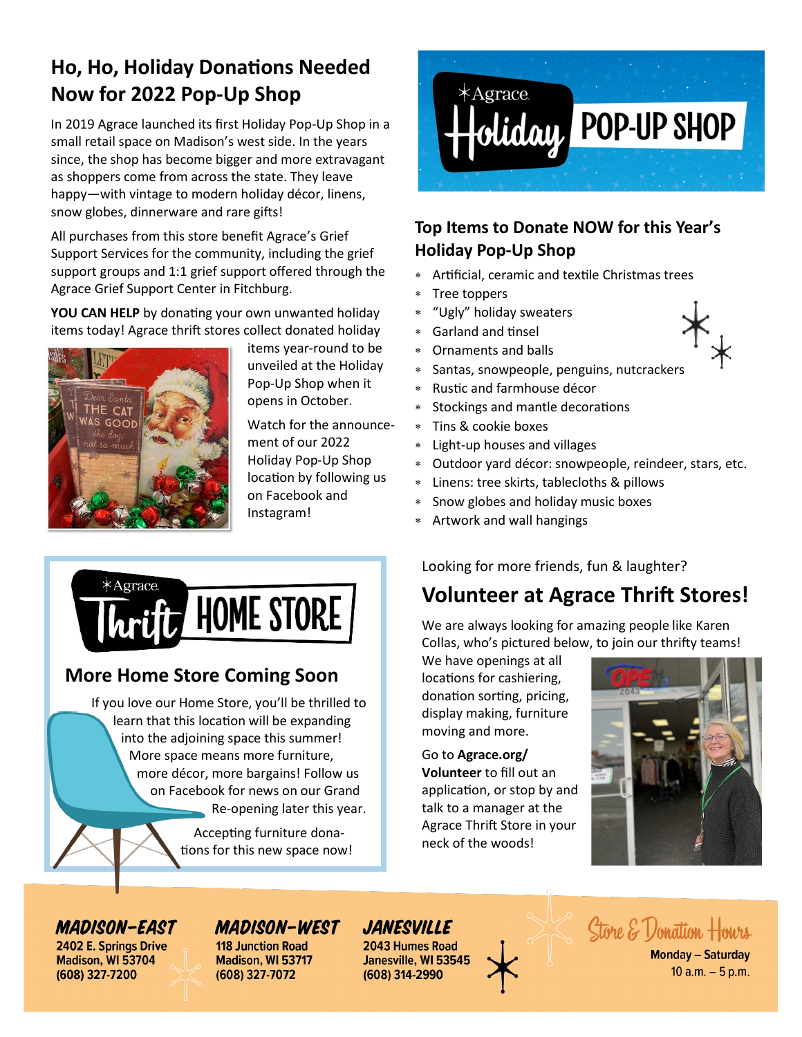## Ho, Ho, Holiday Donations Needed Now for 2022 Pop-Up Shop

In 2019 Agrace launched its first Holiday Pop-Up Shop in a small retail space on Madison's west side. In the years since, the shop has become bigger and more extravagant as shoppers come from across the state. They leave happy—with vintage to modern holiday décor, linens, snow globes, dinnerware and rare gifts!

All purchases from this store benefit Agrace's Grief Support Services for the community, including the grief support groups and 1:1 grief support offered through the Agrace Grief Support Center in Fitchburg.

**YOU CAN HELP** by donating your own unwanted holiday items today! Agrace thrift stores collect donated holiday items year-round to be unveiled at the Holiday Pop-Up Shop when it opens in October.

Watch for the announcement of our 2022 Holiday Pop-Up Shop location by following us on Facebook and Instagram!

*Agrace Holiday POP-UP SHOP

### Top Items to Donate NOW for this Year's Holiday Pop-Up Shop

- Artificial, ceramic and textile Christmas trees
- Tree toppers
- "Ugly" holiday sweaters
- Garland and tinsel
- Ornaments and balls
- Santas, snowpeople, penguins, nutcrackers
- Rustic and farmhouse décor
- Stockings and mantle decorations
- Tins & cookie boxes
- Light-up houses and villages
- Outdoor yard décor: snowpeople, reindeer, stars, etc.
- Linens: tree skirts, tablecloths & pillows
- Snow globes and holiday music boxes
- Artwork and wall hangings

*Agrace Thrift HOME STORE

### More Home Store Coming Soon

If you love our Home Store, you'll be thrilled to learn that this location will be expanding into the adjoining space this summer! More space means more furniture, more décor, more bargains! Follow us on Facebook for news on our Grand Re-opening later this year.

Accepting furniture donations for this new space now!

Looking for more friends, fun & laughter?

## Volunteer at Agrace Thrift Stores!

We are always looking for amazing people like Karen Collas, who's pictured below, to join our thrifty teams! We have openings at all locations for cashiering, donation sorting, pricing, display making, furniture moving and more.

Go to **Agrace.org/Volunteer** to fill out an application, or stop by and talk to a manager at the Agrace Thrift Store in your neck of the woods!

**MADISON-EAST**
2402 E. Springs Drive
Madison, WI 53704
(608) 327-7200

**MADISON-WEST**
118 Junction Road
Madison, WI 53717
(608) 327-7072

**JANESVILLE**
2043 Humes Road
Janesville, WI 53545
(608) 314-2990

**Store & Donation Hours**
Monday – Saturday
10 a.m. – 5 p.m.